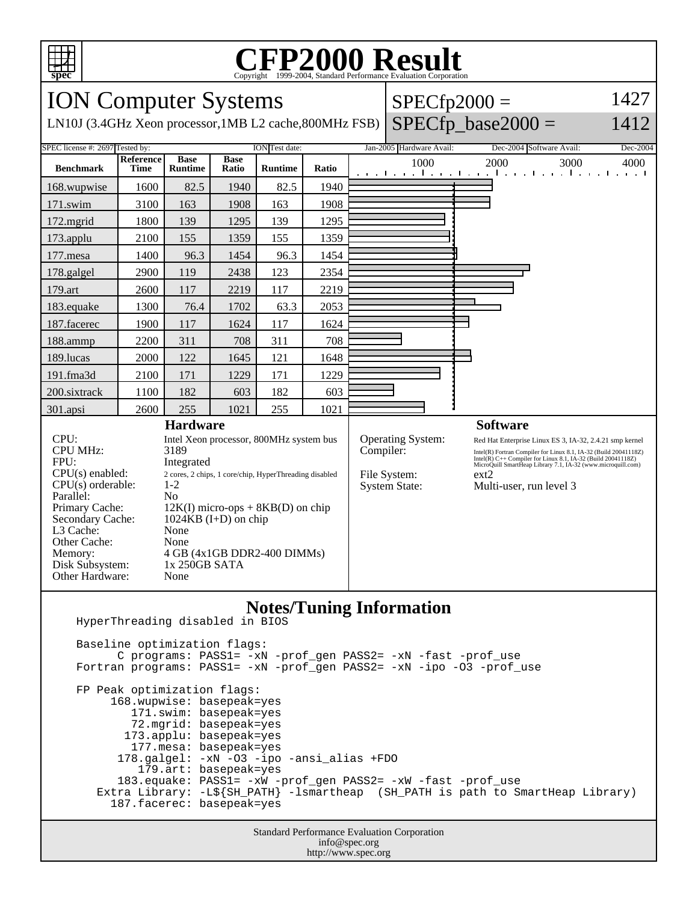# CFP2000 Result

Copyright 1999-2004, Standard Performance Evaluation Corporation

## ION Computer Systems

LN10J (3.4GHz Xeon processor,1MB L2 cache,800MHz FSB)

SPECfp2000 = 1427

SPECfp_base2000 = 1412

SPEC license #: 2697 Tested by: ION Test date: Jan-2005 Hardware Avail: Dec-2004 Software Avail: Dec-2004

| Benchmark | Reference Time | Base Runtime | Base Ratio | Runtime | Ratio |
|---|---|---|---|---|---|
| 168.wupwise | 1600 | 82.5 | 1940 | 82.5 | 1940 |
| 171.swim | 3100 | 163 | 1908 | 163 | 1908 |
| 172.mgrid | 1800 | 139 | 1295 | 139 | 1295 |
| 173.applu | 2100 | 155 | 1359 | 155 | 1359 |
| 177.mesa | 1400 | 96.3 | 1454 | 96.3 | 1454 |
| 178.galgel | 2900 | 119 | 2438 | 123 | 2354 |
| 179.art | 2600 | 117 | 2219 | 117 | 2219 |
| 183.equake | 1300 | 76.4 | 1702 | 63.3 | 2053 |
| 187.facerec | 1900 | 117 | 1624 | 117 | 1624 |
| 188.ammp | 2200 | 311 | 708 | 311 | 708 |
| 189.lucas | 2000 | 122 | 1645 | 121 | 1648 |
| 191.fma3d | 2100 | 171 | 1229 | 171 | 1229 |
| 200.sixtrack | 1100 | 182 | 603 | 182 | 603 |
| 301.apsi | 2600 | 255 | 1021 | 255 | 1021 |

### Hardware

| | |
|---|---|
| CPU: | Intel Xeon processor, 800MHz system bus |
| CPU MHz: | 3189 |
| FPU: | Integrated |
| CPU(s) enabled: | 2 cores, 2 chips, 1 core/chip, HyperThreading disabled |
| CPU(s) orderable: | 1-2 |
| Parallel: | No |
| Primary Cache: | 12K(I) micro-ops + 8KB(D) on chip |
| Secondary Cache: | 1024KB (I+D) on chip |
| L3 Cache: | None |
| Other Cache: | None |
| Memory: | 4 GB (4x1GB DDR2-400 DIMMs) |
| Disk Subsystem: | 1x 250GB SATA |
| Other Hardware: | None |

### Software

| | |
|---|---|
| Operating System: | Red Hat Enterprise Linux ES 3, IA-32, 2.4.21 smp kernel |
| Compiler: | Intel(R) Fortran Compiler for Linux 8.1, IA-32 (Build 20041118Z) Intel(R) C++ Compiler for Linux 8.1, IA-32 (Build 20041118Z) MicroQuill SmartHeap Library 7.1, IA-32 (www.microquill.com) |
| File System: | ext2 |
| System State: | Multi-user, run level 3 |

### Notes/Tuning Information

```
HyperThreading disabled in BIOS

Baseline optimization flags:
      C programs: PASS1= -xN -prof_gen PASS2= -xN -fast -prof_use
Fortran programs: PASS1= -xN -prof_gen PASS2= -xN -ipo -O3 -prof_use

FP Peak optimization flags:
     168.wupwise: basepeak=yes
        171.swim: basepeak=yes
        72.mgrid: basepeak=yes
       173.applu: basepeak=yes
        177.mesa: basepeak=yes
      178.galgel: -xN -O3 -ipo -ansi_alias +FDO
         179.art: basepeak=yes
      183.equake: PASS1= -xW -prof_gen PASS2= -xW -fast -prof_use
   Extra Library: -L${SH_PATH} -lsmartheap  (SH_PATH is path to SmartHeap Library)
     187.facerec: basepeak=yes
```

Standard Performance Evaluation Corporation
info@spec.org
http://www.spec.org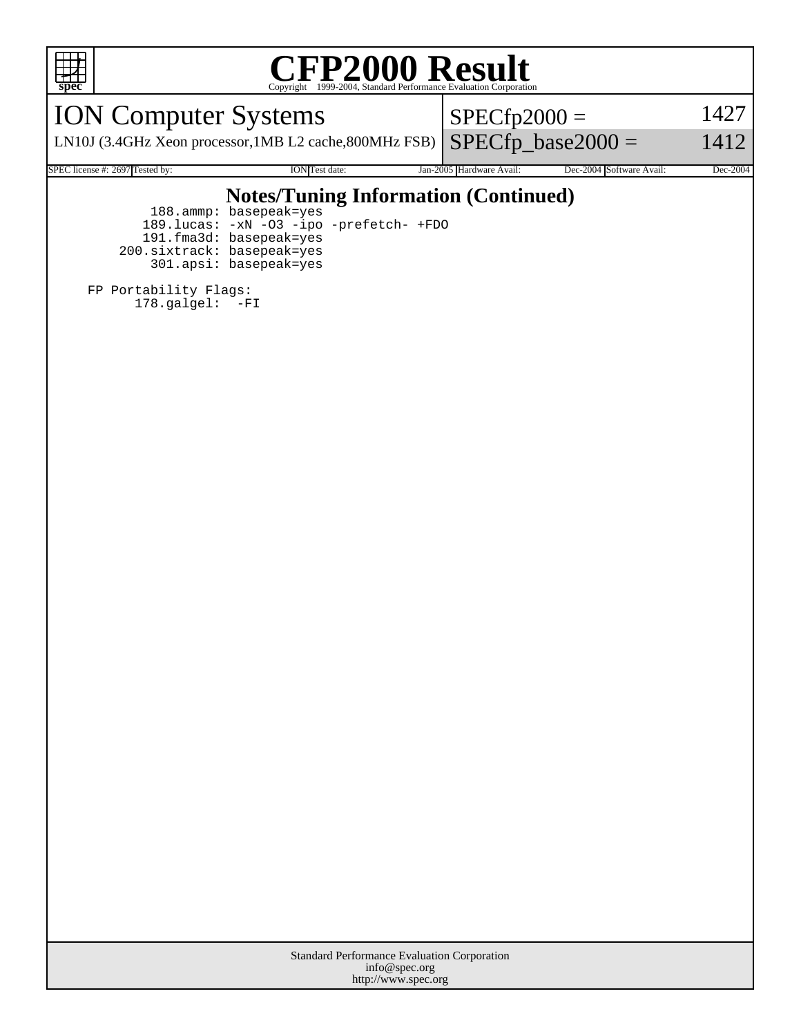# CFP2000 Result

Copyright 1999-2004, Standard Performance Evaluation Corporation

## ION Computer Systems

LN10J (3.4GHz Xeon processor,1MB L2 cache,800MHz FSB)

SPECfp2000 = 1427

SPECfp_base2000 = 1412

| SPEC license #: | 2697 | Tested by: | ION | Test date: | Jan-2005 | Hardware Avail: | Dec-2004 | Software Avail: | Dec-2004 |
|---|---|---|---|---|---|---|---|---|---|

### Notes/Tuning Information (Continued)

```
       188.ammp: basepeak=yes
      189.lucas: -xN -O3 -ipo -prefetch- +FDO
      191.fma3d: basepeak=yes
   200.sixtrack: basepeak=yes
       301.apsi: basepeak=yes

 FP Portability Flags:
     178.galgel:  -FI
```

Standard Performance Evaluation Corporation
info@spec.org
http://www.spec.org